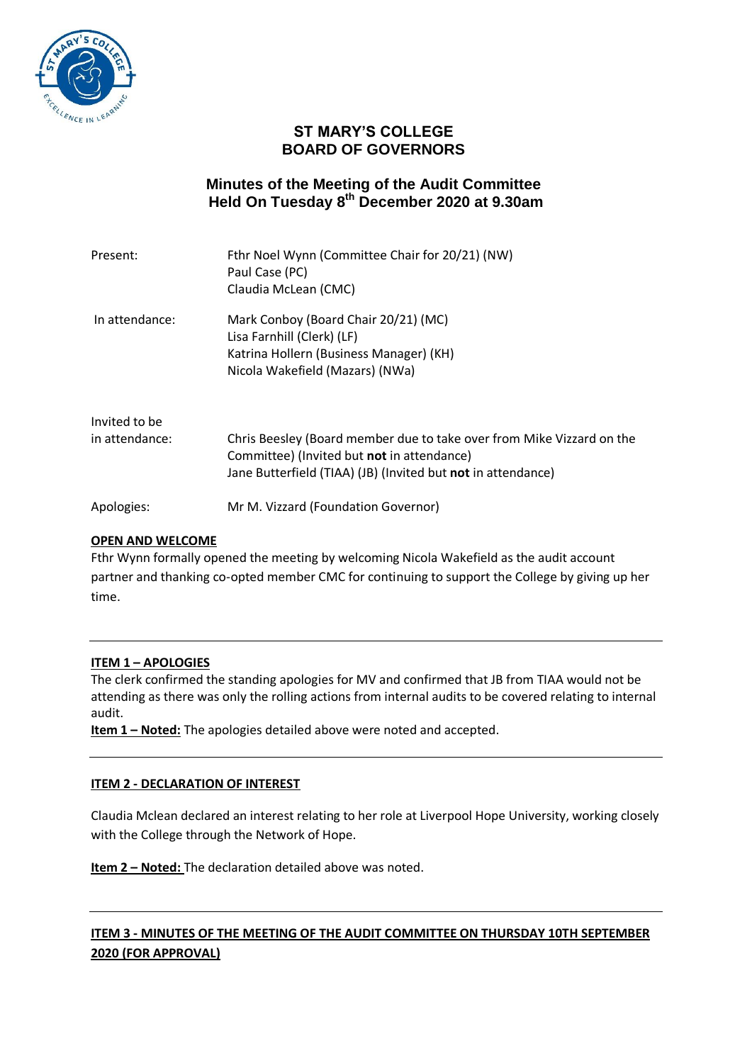# ST MARY'S COLLEGE
# BOARD OF GOVERNORS

## Minutes of the Meeting of the Audit Committee Held On Tuesday 8th December 2020 at 9.30am

| | |
|---|---|
| Present: | Fthr Noel Wynn (Committee Chair for 20/21) (NW)<br>Paul Case (PC)<br>Claudia McLean (CMC) |
| In attendance: | Mark Conboy (Board Chair 20/21) (MC)<br>Lisa Farnhill (Clerk) (LF)<br>Katrina Hollern (Business Manager) (KH)<br>Nicola Wakefield (Mazars) (NWa) |
| Invited to be in attendance: | Chris Beesley (Board member due to take over from Mike Vizzard on the Committee) (Invited but **not** in attendance)<br>Jane Butterfield (TIAA) (JB) (Invited but **not** in attendance) |
| Apologies: | Mr M. Vizzard (Foundation Governor) |

**OPEN AND WELCOME**

Fthr Wynn formally opened the meeting by welcoming Nicola Wakefield as the audit account partner and thanking co-opted member CMC for continuing to support the College by giving up her time.

---

**ITEM 1 – APOLOGIES**

The clerk confirmed the standing apologies for MV and confirmed that JB from TIAA would not be attending as there was only the rolling actions from internal audits to be covered relating to internal audit.

**Item 1 – Noted:** The apologies detailed above were noted and accepted.

---

**ITEM 2 - DECLARATION OF INTEREST**

Claudia Mclean declared an interest relating to her role at Liverpool Hope University, working closely with the College through the Network of Hope.

**Item 2 – Noted:** The declaration detailed above was noted.

---

**ITEM 3 - MINUTES OF THE MEETING OF THE AUDIT COMMITTEE ON THURSDAY 10TH SEPTEMBER 2020 (FOR APPROVAL)**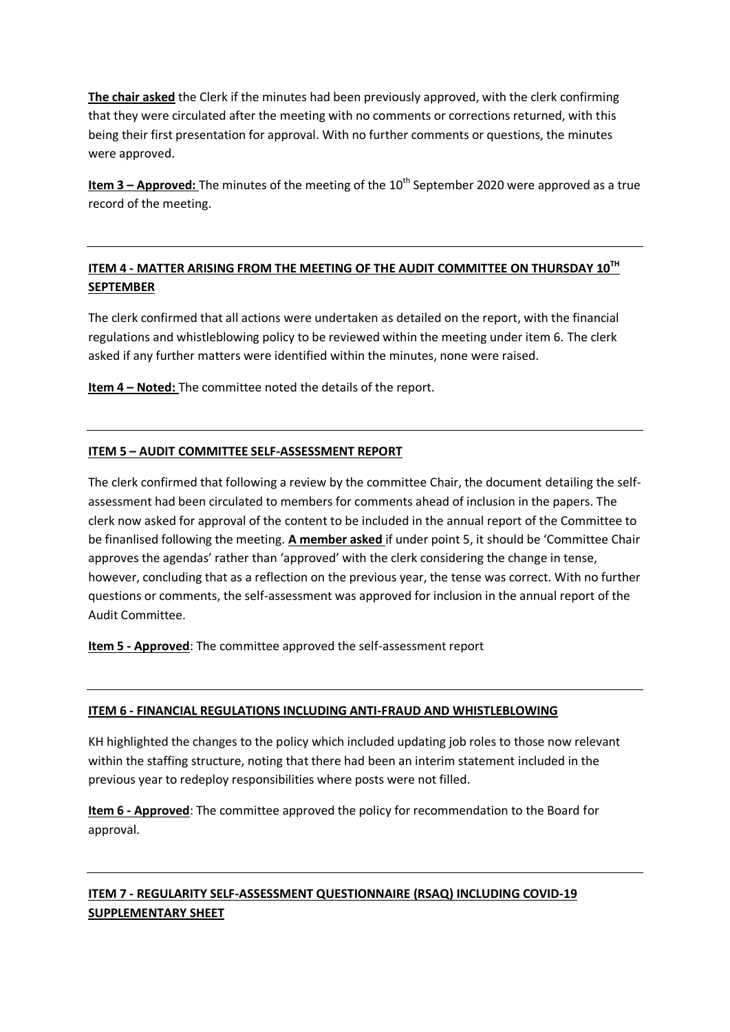**The chair asked** the Clerk if the minutes had been previously approved, with the clerk confirming that they were circulated after the meeting with no comments or corrections returned, with this being their first presentation for approval. With no further comments or questions, the minutes were approved.

**Item 3 – Approved:** The minutes of the meeting of the 10th September 2020 were approved as a true record of the meeting.

---

## ITEM 4 - MATTER ARISING FROM THE MEETING OF THE AUDIT COMMITTEE ON THURSDAY 10TH SEPTEMBER

The clerk confirmed that all actions were undertaken as detailed on the report, with the financial regulations and whistleblowing policy to be reviewed within the meeting under item 6. The clerk asked if any further matters were identified within the minutes, none were raised.

**Item 4 – Noted:** The committee noted the details of the report.

---

## ITEM 5 – AUDIT COMMITTEE SELF-ASSESSMENT REPORT

The clerk confirmed that following a review by the committee Chair, the document detailing the self-assessment had been circulated to members for comments ahead of inclusion in the papers. The clerk now asked for approval of the content to be included in the annual report of the Committee to be finanlised following the meeting. **A member asked** if under point 5, it should be 'Committee Chair approves the agendas' rather than 'approved' with the clerk considering the change in tense, however, concluding that as a reflection on the previous year, the tense was correct. With no further questions or comments, the self-assessment was approved for inclusion in the annual report of the Audit Committee.

**Item 5 - Approved**: The committee approved the self-assessment report

---

## ITEM 6 - FINANCIAL REGULATIONS INCLUDING ANTI-FRAUD AND WHISTLEBLOWING

KH highlighted the changes to the policy which included updating job roles to those now relevant within the staffing structure, noting that there had been an interim statement included in the previous year to redeploy responsibilities where posts were not filled.

**Item 6 - Approved**: The committee approved the policy for recommendation to the Board for approval.

---

## ITEM 7 - REGULARITY SELF-ASSESSMENT QUESTIONNAIRE (RSAQ) INCLUDING COVID-19 SUPPLEMENTARY SHEET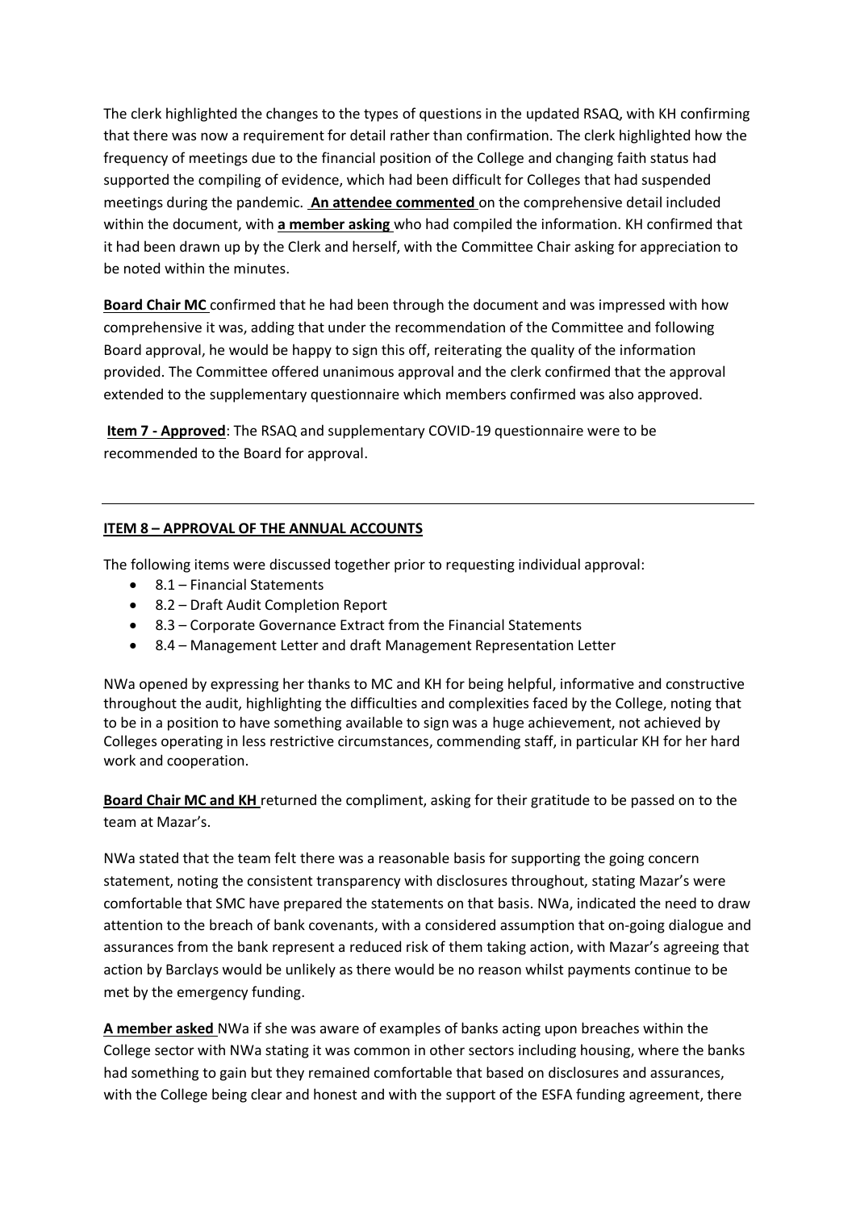The clerk highlighted the changes to the types of questions in the updated RSAQ, with KH confirming that there was now a requirement for detail rather than confirmation. The clerk highlighted how the frequency of meetings due to the financial position of the College and changing faith status had supported the compiling of evidence, which had been difficult for Colleges that had suspended meetings during the pandemic. **An attendee commented** on the comprehensive detail included within the document, with **a member asking** who had compiled the information. KH confirmed that it had been drawn up by the Clerk and herself, with the Committee Chair asking for appreciation to be noted within the minutes.

**Board Chair MC** confirmed that he had been through the document and was impressed with how comprehensive it was, adding that under the recommendation of the Committee and following Board approval, he would be happy to sign this off, reiterating the quality of the information provided. The Committee offered unanimous approval and the clerk confirmed that the approval extended to the supplementary questionnaire which members confirmed was also approved.

**Item 7 - Approved**: The RSAQ and supplementary COVID-19 questionnaire were to be recommended to the Board for approval.

---

**ITEM 8 – APPROVAL OF THE ANNUAL ACCOUNTS**

The following items were discussed together prior to requesting individual approval:

- 8.1 – Financial Statements
- 8.2 – Draft Audit Completion Report
- 8.3 – Corporate Governance Extract from the Financial Statements
- 8.4 – Management Letter and draft Management Representation Letter

NWa opened by expressing her thanks to MC and KH for being helpful, informative and constructive throughout the audit, highlighting the difficulties and complexities faced by the College, noting that to be in a position to have something available to sign was a huge achievement, not achieved by Colleges operating in less restrictive circumstances, commending staff, in particular KH for her hard work and cooperation.

**Board Chair MC and KH** returned the compliment, asking for their gratitude to be passed on to the team at Mazar's.

NWa stated that the team felt there was a reasonable basis for supporting the going concern statement, noting the consistent transparency with disclosures throughout, stating Mazar's were comfortable that SMC have prepared the statements on that basis. NWa, indicated the need to draw attention to the breach of bank covenants, with a considered assumption that on-going dialogue and assurances from the bank represent a reduced risk of them taking action, with Mazar's agreeing that action by Barclays would be unlikely as there would be no reason whilst payments continue to be met by the emergency funding.

**A member asked** NWa if she was aware of examples of banks acting upon breaches within the College sector with NWa stating it was common in other sectors including housing, where the banks had something to gain but they remained comfortable that based on disclosures and assurances, with the College being clear and honest and with the support of the ESFA funding agreement, there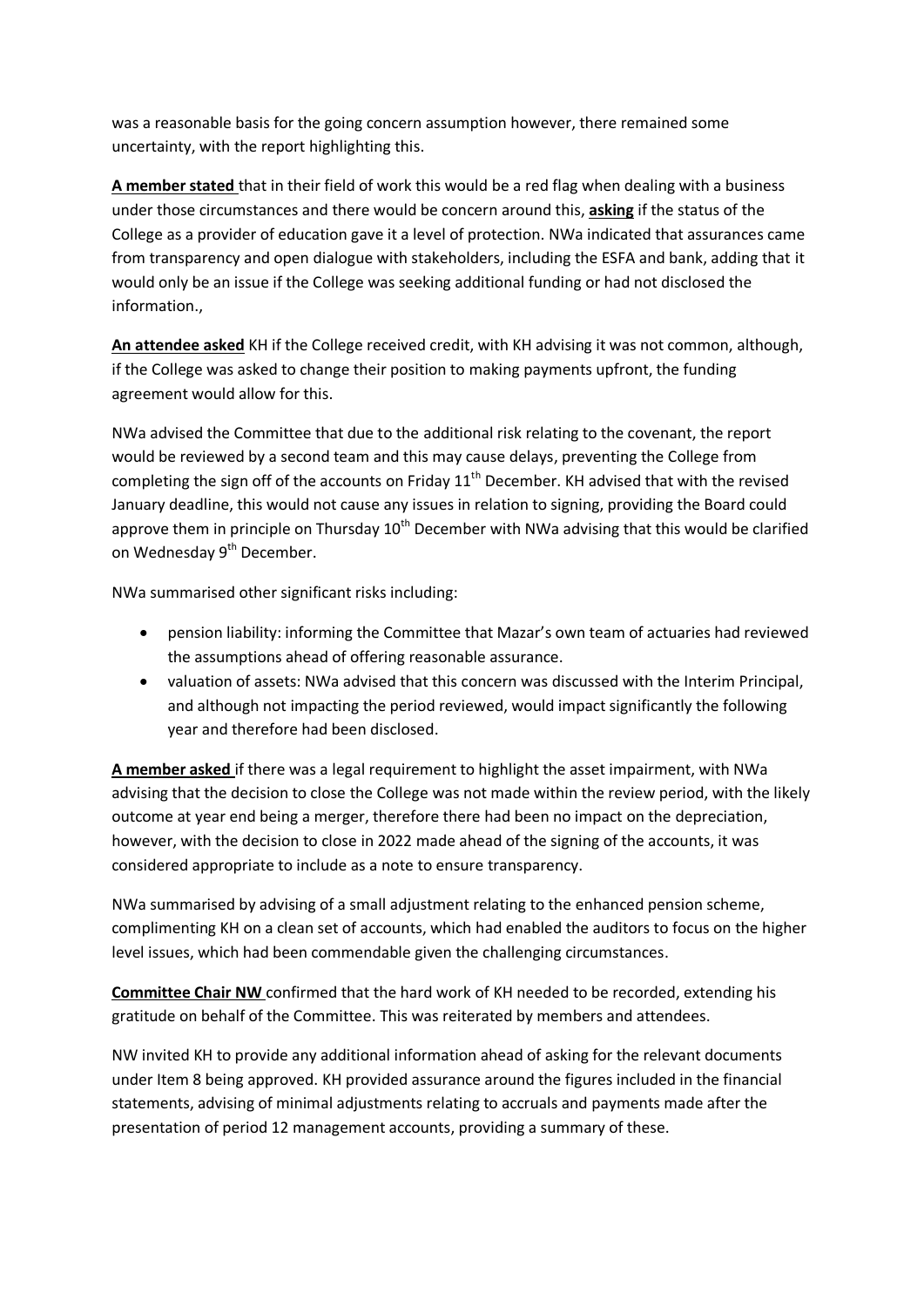was a reasonable basis for the going concern assumption however, there remained some uncertainty, with the report highlighting this.

**A member stated** that in their field of work this would be a red flag when dealing with a business under those circumstances and there would be concern around this, **asking** if the status of the College as a provider of education gave it a level of protection. NWa indicated that assurances came from transparency and open dialogue with stakeholders, including the ESFA and bank, adding that it would only be an issue if the College was seeking additional funding or had not disclosed the information.,

**An attendee asked** KH if the College received credit, with KH advising it was not common, although, if the College was asked to change their position to making payments upfront, the funding agreement would allow for this.

NWa advised the Committee that due to the additional risk relating to the covenant, the report would be reviewed by a second team and this may cause delays, preventing the College from completing the sign off of the accounts on Friday 11th December. KH advised that with the revised January deadline, this would not cause any issues in relation to signing, providing the Board could approve them in principle on Thursday 10th December with NWa advising that this would be clarified on Wednesday 9th December.

NWa summarised other significant risks including:

- pension liability: informing the Committee that Mazar's own team of actuaries had reviewed the assumptions ahead of offering reasonable assurance.
- valuation of assets: NWa advised that this concern was discussed with the Interim Principal, and although not impacting the period reviewed, would impact significantly the following year and therefore had been disclosed.

**A member asked** if there was a legal requirement to highlight the asset impairment, with NWa advising that the decision to close the College was not made within the review period, with the likely outcome at year end being a merger, therefore there had been no impact on the depreciation, however, with the decision to close in 2022 made ahead of the signing of the accounts, it was considered appropriate to include as a note to ensure transparency.

NWa summarised by advising of a small adjustment relating to the enhanced pension scheme, complimenting KH on a clean set of accounts, which had enabled the auditors to focus on the higher level issues, which had been commendable given the challenging circumstances.

**Committee Chair NW** confirmed that the hard work of KH needed to be recorded, extending his gratitude on behalf of the Committee. This was reiterated by members and attendees.

NW invited KH to provide any additional information ahead of asking for the relevant documents under Item 8 being approved. KH provided assurance around the figures included in the financial statements, advising of minimal adjustments relating to accruals and payments made after the presentation of period 12 management accounts, providing a summary of these.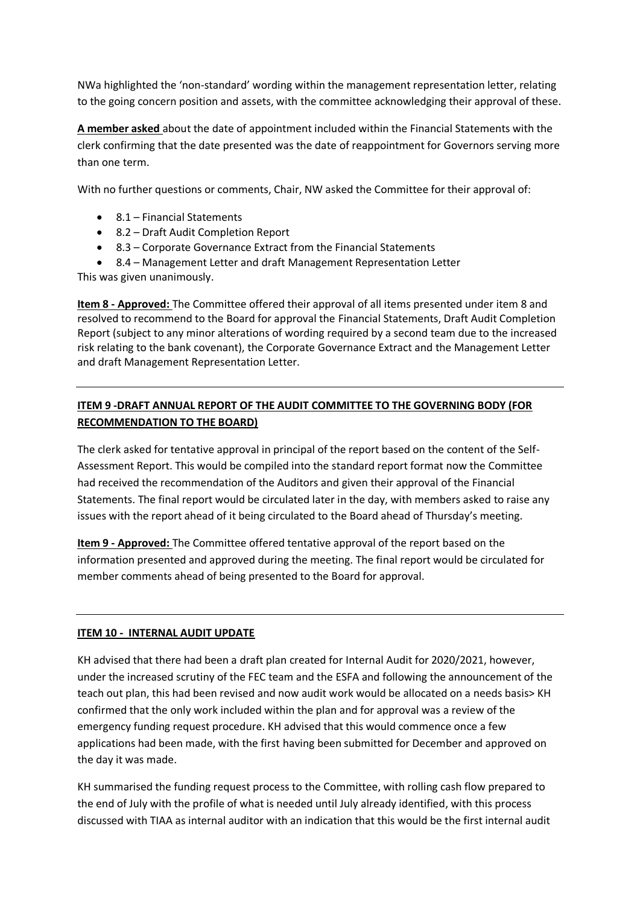NWa highlighted the 'non-standard' wording within the management representation letter, relating to the going concern position and assets, with the committee acknowledging their approval of these.

**A member asked** about the date of appointment included within the Financial Statements with the clerk confirming that the date presented was the date of reappointment for Governors serving more than one term.

With no further questions or comments, Chair, NW asked the Committee for their approval of:

- 8.1 – Financial Statements
- 8.2 – Draft Audit Completion Report
- 8.3 – Corporate Governance Extract from the Financial Statements
- 8.4 – Management Letter and draft Management Representation Letter

This was given unanimously.

**Item 8 - Approved:** The Committee offered their approval of all items presented under item 8 and resolved to recommend to the Board for approval the Financial Statements, Draft Audit Completion Report (subject to any minor alterations of wording required by a second team due to the increased risk relating to the bank covenant), the Corporate Governance Extract and the Management Letter and draft Management Representation Letter.

---

**ITEM 9 -DRAFT ANNUAL REPORT OF THE AUDIT COMMITTEE TO THE GOVERNING BODY (FOR RECOMMENDATION TO THE BOARD)**

The clerk asked for tentative approval in principal of the report based on the content of the Self-Assessment Report. This would be compiled into the standard report format now the Committee had received the recommendation of the Auditors and given their approval of the Financial Statements. The final report would be circulated later in the day, with members asked to raise any issues with the report ahead of it being circulated to the Board ahead of Thursday's meeting.

**Item 9 - Approved:** The Committee offered tentative approval of the report based on the information presented and approved during the meeting. The final report would be circulated for member comments ahead of being presented to the Board for approval.

---

**ITEM 10 - INTERNAL AUDIT UPDATE**

KH advised that there had been a draft plan created for Internal Audit for 2020/2021, however, under the increased scrutiny of the FEC team and the ESFA and following the announcement of the teach out plan, this had been revised and now audit work would be allocated on a needs basis> KH confirmed that the only work included within the plan and for approval was a review of the emergency funding request procedure. KH advised that this would commence once a few applications had been made, with the first having been submitted for December and approved on the day it was made.

KH summarised the funding request process to the Committee, with rolling cash flow prepared to the end of July with the profile of what is needed until July already identified, with this process discussed with TIAA as internal auditor with an indication that this would be the first internal audit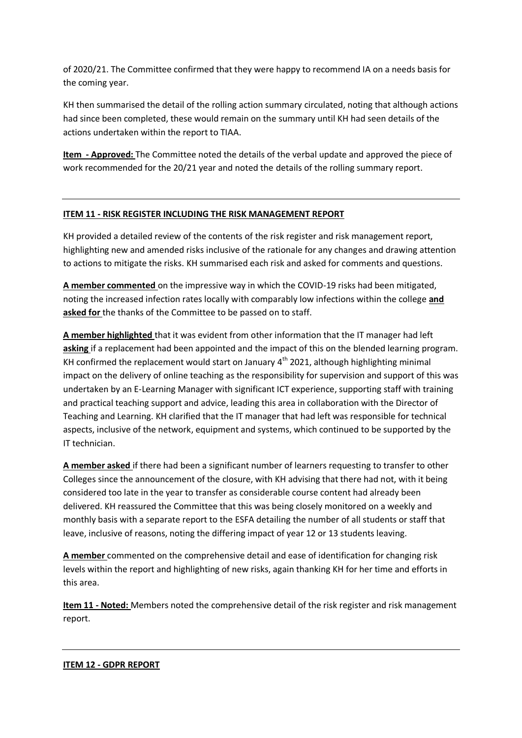of 2020/21. The Committee confirmed that they were happy to recommend IA on a needs basis for the coming year.

KH then summarised the detail of the rolling action summary circulated, noting that although actions had since been completed, these would remain on the summary until KH had seen details of the actions undertaken within the report to TIAA.

**Item - Approved:** The Committee noted the details of the verbal update and approved the piece of work recommended for the 20/21 year and noted the details of the rolling summary report.

---

**ITEM 11 - RISK REGISTER INCLUDING THE RISK MANAGEMENT REPORT**

KH provided a detailed review of the contents of the risk register and risk management report, highlighting new and amended risks inclusive of the rationale for any changes and drawing attention to actions to mitigate the risks. KH summarised each risk and asked for comments and questions.

**A member commented** on the impressive way in which the COVID-19 risks had been mitigated, noting the increased infection rates locally with comparably low infections within the college **and asked for** the thanks of the Committee to be passed on to staff.

**A member highlighted** that it was evident from other information that the IT manager had left **asking** if a replacement had been appointed and the impact of this on the blended learning program. KH confirmed the replacement would start on January 4th 2021, although highlighting minimal impact on the delivery of online teaching as the responsibility for supervision and support of this was undertaken by an E-Learning Manager with significant ICT experience, supporting staff with training and practical teaching support and advice, leading this area in collaboration with the Director of Teaching and Learning. KH clarified that the IT manager that had left was responsible for technical aspects, inclusive of the network, equipment and systems, which continued to be supported by the IT technician.

**A member asked** if there had been a significant number of learners requesting to transfer to other Colleges since the announcement of the closure, with KH advising that there had not, with it being considered too late in the year to transfer as considerable course content had already been delivered. KH reassured the Committee that this was being closely monitored on a weekly and monthly basis with a separate report to the ESFA detailing the number of all students or staff that leave, inclusive of reasons, noting the differing impact of year 12 or 13 students leaving.

**A member** commented on the comprehensive detail and ease of identification for changing risk levels within the report and highlighting of new risks, again thanking KH for her time and efforts in this area.

**Item 11 - Noted:** Members noted the comprehensive detail of the risk register and risk management report.

---

**ITEM 12 - GDPR REPORT**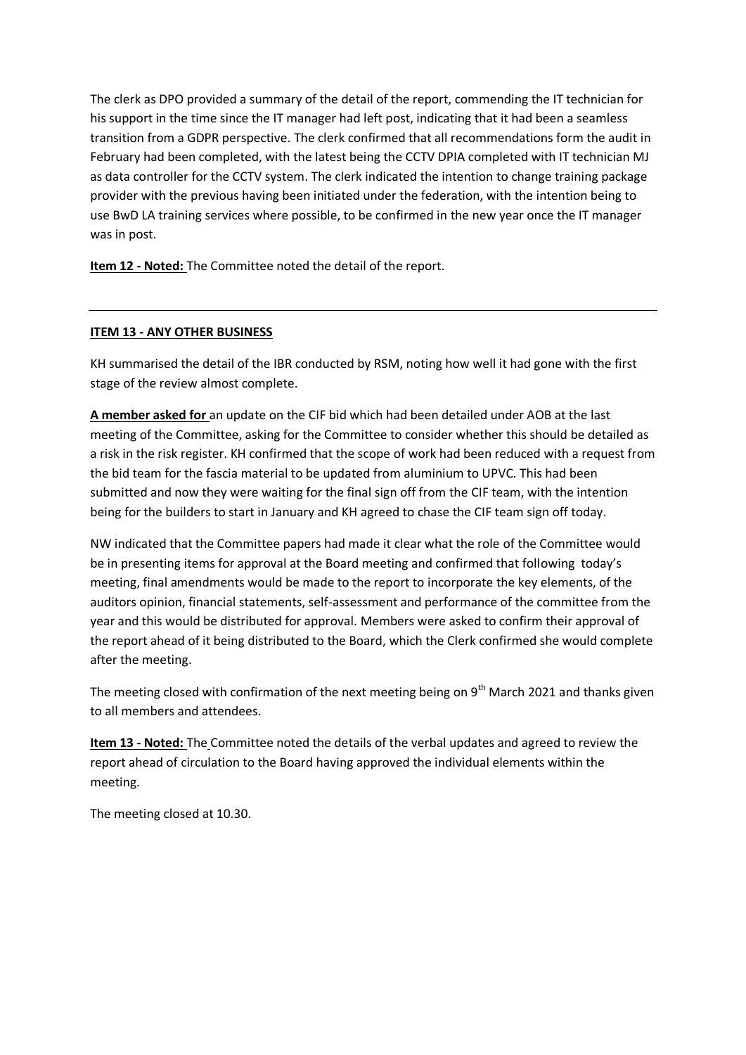The clerk as DPO provided a summary of the detail of the report, commending the IT technician for his support in the time since the IT manager had left post, indicating that it had been a seamless transition from a GDPR perspective. The clerk confirmed that all recommendations form the audit in February had been completed, with the latest being the CCTV DPIA completed with IT technician MJ as data controller for the CCTV system. The clerk indicated the intention to change training package provider with the previous having been initiated under the federation, with the intention being to use BwD LA training services where possible, to be confirmed in the new year once the IT manager was in post.

**Item 12 - Noted:** The Committee noted the detail of the report.

---

**ITEM 13 - ANY OTHER BUSINESS**

KH summarised the detail of the IBR conducted by RSM, noting how well it had gone with the first stage of the review almost complete.

**A member asked for** an update on the CIF bid which had been detailed under AOB at the last meeting of the Committee, asking for the Committee to consider whether this should be detailed as a risk in the risk register. KH confirmed that the scope of work had been reduced with a request from the bid team for the fascia material to be updated from aluminium to UPVC. This had been submitted and now they were waiting for the final sign off from the CIF team, with the intention being for the builders to start in January and KH agreed to chase the CIF team sign off today.

NW indicated that the Committee papers had made it clear what the role of the Committee would be in presenting items for approval at the Board meeting and confirmed that following today's meeting, final amendments would be made to the report to incorporate the key elements, of the auditors opinion, financial statements, self-assessment and performance of the committee from the year and this would be distributed for approval. Members were asked to confirm their approval of the report ahead of it being distributed to the Board, which the Clerk confirmed she would complete after the meeting.

The meeting closed with confirmation of the next meeting being on 9th March 2021 and thanks given to all members and attendees.

**Item 13 - Noted:** The Committee noted the details of the verbal updates and agreed to review the report ahead of circulation to the Board having approved the individual elements within the meeting.

The meeting closed at 10.30.